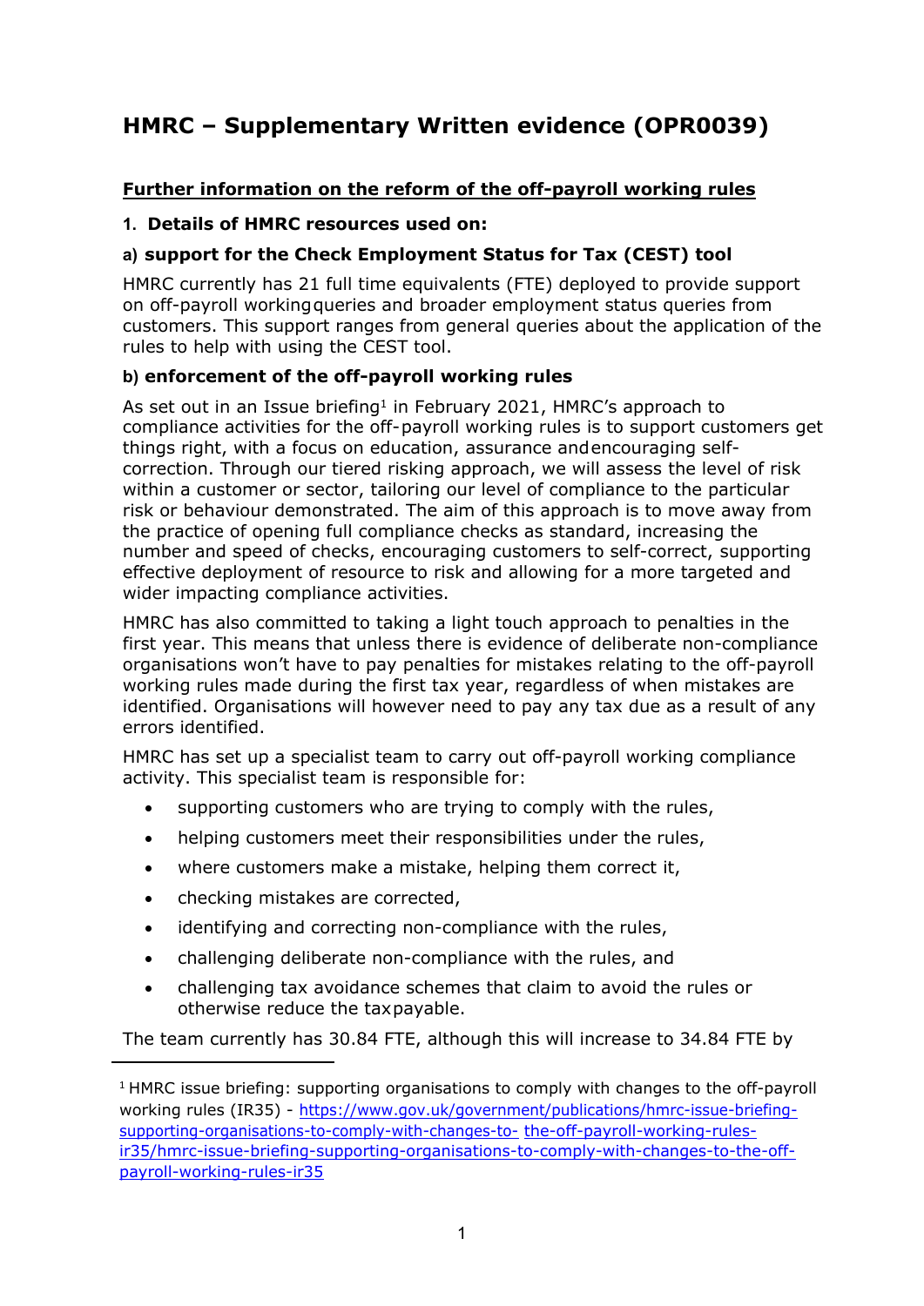# HMRC – Supplementary Written evidence (OPR0039)

**Further information on the reform of the off-payroll working rules**

## 1. Details of HMRC resources used on:

### a) support for the Check Employment Status for Tax (CEST) tool

HMRC currently has 21 full time equivalents (FTE) deployed to provide support on off-payroll working queries and broader employment status queries from customers. This support ranges from general queries about the application of the rules to help with using the CEST tool.

### b) enforcement of the off-payroll working rules

As set out in an Issue briefing[1] in February 2021, HMRC's approach to compliance activities for the off-payroll working rules is to support customers get things right, with a focus on education, assurance and encouraging self-correction. Through our tiered risking approach, we will assess the level of risk within a customer or sector, tailoring our level of compliance to the particular risk or behaviour demonstrated. The aim of this approach is to move away from the practice of opening full compliance checks as standard, increasing the number and speed of checks, encouraging customers to self-correct, supporting effective deployment of resource to risk and allowing for a more targeted and wider impacting compliance activities.

HMRC has also committed to taking a light touch approach to penalties in the first year. This means that unless there is evidence of deliberate non-compliance organisations won't have to pay penalties for mistakes relating to the off-payroll working rules made during the first tax year, regardless of when mistakes are identified. Organisations will however need to pay any tax due as a result of any errors identified.

HMRC has set up a specialist team to carry out off-payroll working compliance activity. This specialist team is responsible for:

- supporting customers who are trying to comply with the rules,
- helping customers meet their responsibilities under the rules,
- where customers make a mistake, helping them correct it,
- checking mistakes are corrected,
- identifying and correcting non-compliance with the rules,
- challenging deliberate non-compliance with the rules, and
- challenging tax avoidance schemes that claim to avoid the rules or otherwise reduce the tax payable.

The team currently has 30.84 FTE, although this will increase to 34.84 FTE by

[1] HMRC issue briefing: supporting organisations to comply with changes to the off-payroll working rules (IR35) - https://www.gov.uk/government/publications/hmrc-issue-briefing-supporting-organisations-to-comply-with-changes-to-the-off-payroll-working-rules-ir35/hmrc-issue-briefing-supporting-organisations-to-comply-with-changes-to-the-off-payroll-working-rules-ir35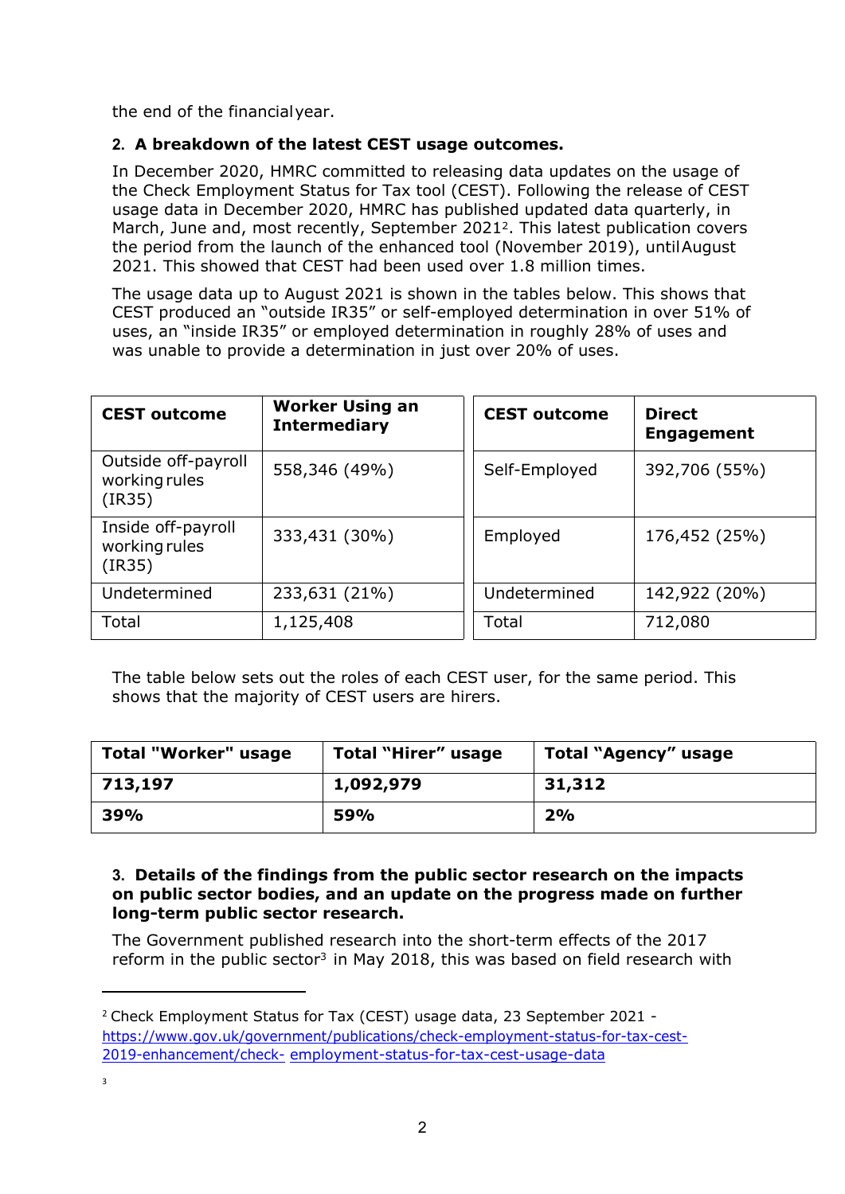the end of the financial year.

**2. A breakdown of the latest CEST usage outcomes.**

In December 2020, HMRC committed to releasing data updates on the usage of the Check Employment Status for Tax tool (CEST). Following the release of CEST usage data in December 2020, HMRC has published updated data quarterly, in March, June and, most recently, September 2021[2]. This latest publication covers the period from the launch of the enhanced tool (November 2019), until August 2021. This showed that CEST had been used over 1.8 million times.

The usage data up to August 2021 is shown in the tables below. This shows that CEST produced an "outside IR35" or self-employed determination in over 51% of uses, an "inside IR35" or employed determination in roughly 28% of uses and was unable to provide a determination in just over 20% of uses.

| CEST outcome | Worker Using an Intermediary |
|---|---|
| Outside off-payroll working rules (IR35) | 558,346 (49%) |
| Inside off-payroll working rules (IR35) | 333,431 (30%) |
| Undetermined | 233,631 (21%) |
| Total | 1,125,408 |

| CEST outcome | Direct Engagement |
|---|---|
| Self-Employed | 392,706 (55%) |
| Employed | 176,452 (25%) |
| Undetermined | 142,922 (20%) |
| Total | 712,080 |

The table below sets out the roles of each CEST user, for the same period. This shows that the majority of CEST users are hirers.

| Total "Worker" usage | Total "Hirer" usage | Total "Agency" usage |
|---|---|---|
| **713,197** | **1,092,979** | **31,312** |
| **39%** | **59%** | **2%** |

**3. Details of the findings from the public sector research on the impacts on public sector bodies, and an update on the progress made on further long-term public sector research.**

The Government published research into the short-term effects of the 2017 reform in the public sector[3] in May 2018, this was based on field research with

---

[2] Check Employment Status for Tax (CEST) usage data, 23 September 2021 - https://www.gov.uk/government/publications/check-employment-status-for-tax-cest-2019-enhancement/check- employment-status-for-tax-cest-usage-data

[3]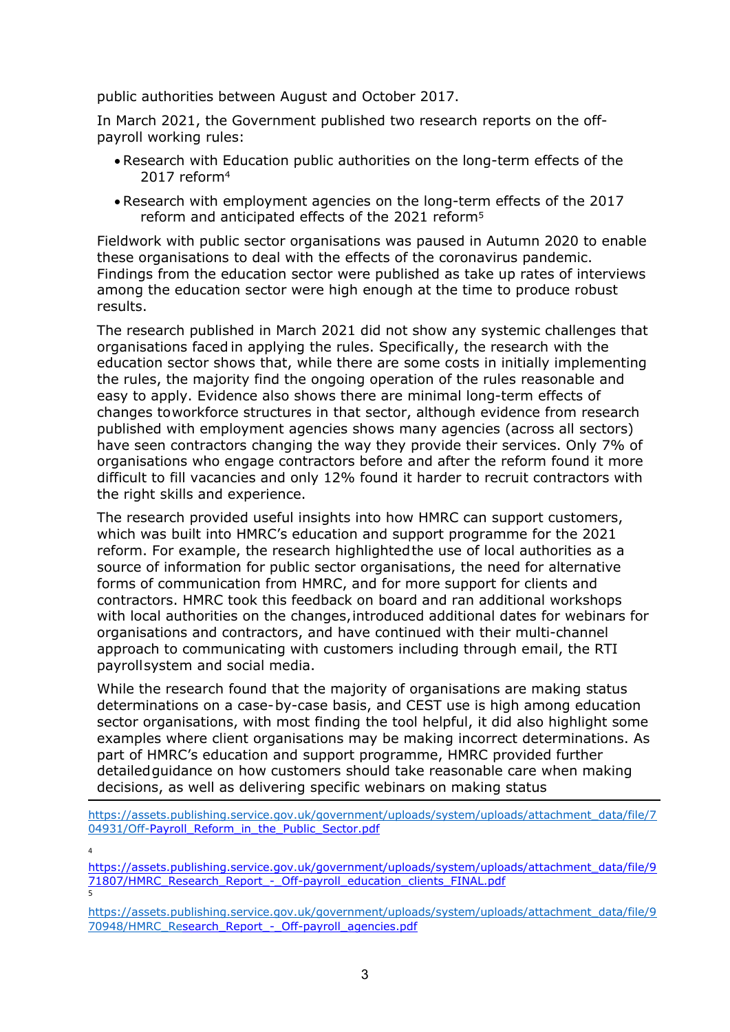public authorities between August and October 2017.

In March 2021, the Government published two research reports on the off-payroll working rules:

- Research with Education public authorities on the long-term effects of the 2017 reform[4]
- Research with employment agencies on the long-term effects of the 2017 reform and anticipated effects of the 2021 reform[5]

Fieldwork with public sector organisations was paused in Autumn 2020 to enable these organisations to deal with the effects of the coronavirus pandemic. Findings from the education sector were published as take up rates of interviews among the education sector were high enough at the time to produce robust results.

The research published in March 2021 did not show any systemic challenges that organisations faced in applying the rules. Specifically, the research with the education sector shows that, while there are some costs in initially implementing the rules, the majority find the ongoing operation of the rules reasonable and easy to apply. Evidence also shows there are minimal long-term effects of changes to workforce structures in that sector, although evidence from research published with employment agencies shows many agencies (across all sectors) have seen contractors changing the way they provide their services. Only 7% of organisations who engage contractors before and after the reform found it more difficult to fill vacancies and only 12% found it harder to recruit contractors with the right skills and experience.

The research provided useful insights into how HMRC can support customers, which was built into HMRC's education and support programme for the 2021 reform. For example, the research highlighted the use of local authorities as a source of information for public sector organisations, the need for alternative forms of communication from HMRC, and for more support for clients and contractors. HMRC took this feedback on board and ran additional workshops with local authorities on the changes, introduced additional dates for webinars for organisations and contractors, and have continued with their multi-channel approach to communicating with customers including through email, the RTI payroll system and social media.

While the research found that the majority of organisations are making status determinations on a case-by-case basis, and CEST use is high among education sector organisations, with most finding the tool helpful, it did also highlight some examples where client organisations may be making incorrect determinations. As part of HMRC's education and support programme, HMRC provided further detailed guidance on how customers should take reasonable care when making decisions, as well as delivering specific webinars on making status

---

https://assets.publishing.service.gov.uk/government/uploads/system/uploads/attachment_data/file/704931/Off-Payroll_Reform_in_the_Public_Sector.pdf

[4] https://assets.publishing.service.gov.uk/government/uploads/system/uploads/attachment_data/file/971807/HMRC_Research_Report_-_Off-payroll_education_clients_FINAL.pdf

[5] https://assets.publishing.service.gov.uk/government/uploads/system/uploads/attachment_data/file/970948/HMRC_Research_Report_-_Off-payroll_agencies.pdf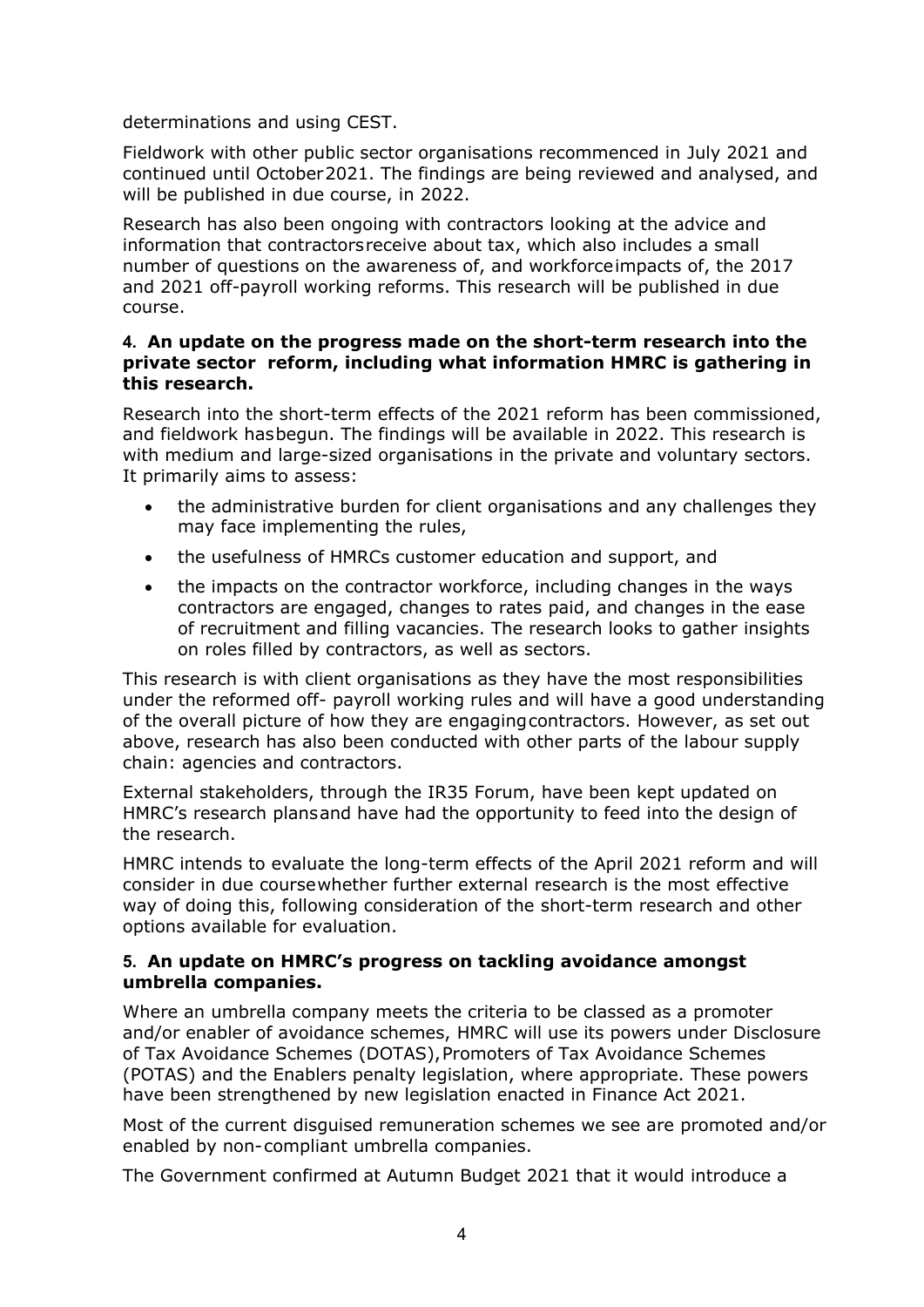determinations and using CEST.

Fieldwork with other public sector organisations recommenced in July 2021 and continued until October 2021. The findings are being reviewed and analysed, and will be published in due course, in 2022.

Research has also been ongoing with contractors looking at the advice and information that contractors receive about tax, which also includes a small number of questions on the awareness of, and workforce impacts of, the 2017 and 2021 off-payroll working reforms. This research will be published in due course.

#### 4. An update on the progress made on the short-term research into the private sector reform, including what information HMRC is gathering in this research.

Research into the short-term effects of the 2021 reform has been commissioned, and fieldwork has begun. The findings will be available in 2022. This research is with medium and large-sized organisations in the private and voluntary sectors. It primarily aims to assess:

- the administrative burden for client organisations and any challenges they may face implementing the rules,
- the usefulness of HMRCs customer education and support, and
- the impacts on the contractor workforce, including changes in the ways contractors are engaged, changes to rates paid, and changes in the ease of recruitment and filling vacancies. The research looks to gather insights on roles filled by contractors, as well as sectors.

This research is with client organisations as they have the most responsibilities under the reformed off- payroll working rules and will have a good understanding of the overall picture of how they are engaging contractors. However, as set out above, research has also been conducted with other parts of the labour supply chain: agencies and contractors.

External stakeholders, through the IR35 Forum, have been kept updated on HMRC's research plans and have had the opportunity to feed into the design of the research.

HMRC intends to evaluate the long-term effects of the April 2021 reform and will consider in due course whether further external research is the most effective way of doing this, following consideration of the short-term research and other options available for evaluation.

#### 5. An update on HMRC's progress on tackling avoidance amongst umbrella companies.

Where an umbrella company meets the criteria to be classed as a promoter and/or enabler of avoidance schemes, HMRC will use its powers under Disclosure of Tax Avoidance Schemes (DOTAS), Promoters of Tax Avoidance Schemes (POTAS) and the Enablers penalty legislation, where appropriate. These powers have been strengthened by new legislation enacted in Finance Act 2021.

Most of the current disguised remuneration schemes we see are promoted and/or enabled by non-compliant umbrella companies.

The Government confirmed at Autumn Budget 2021 that it would introduce a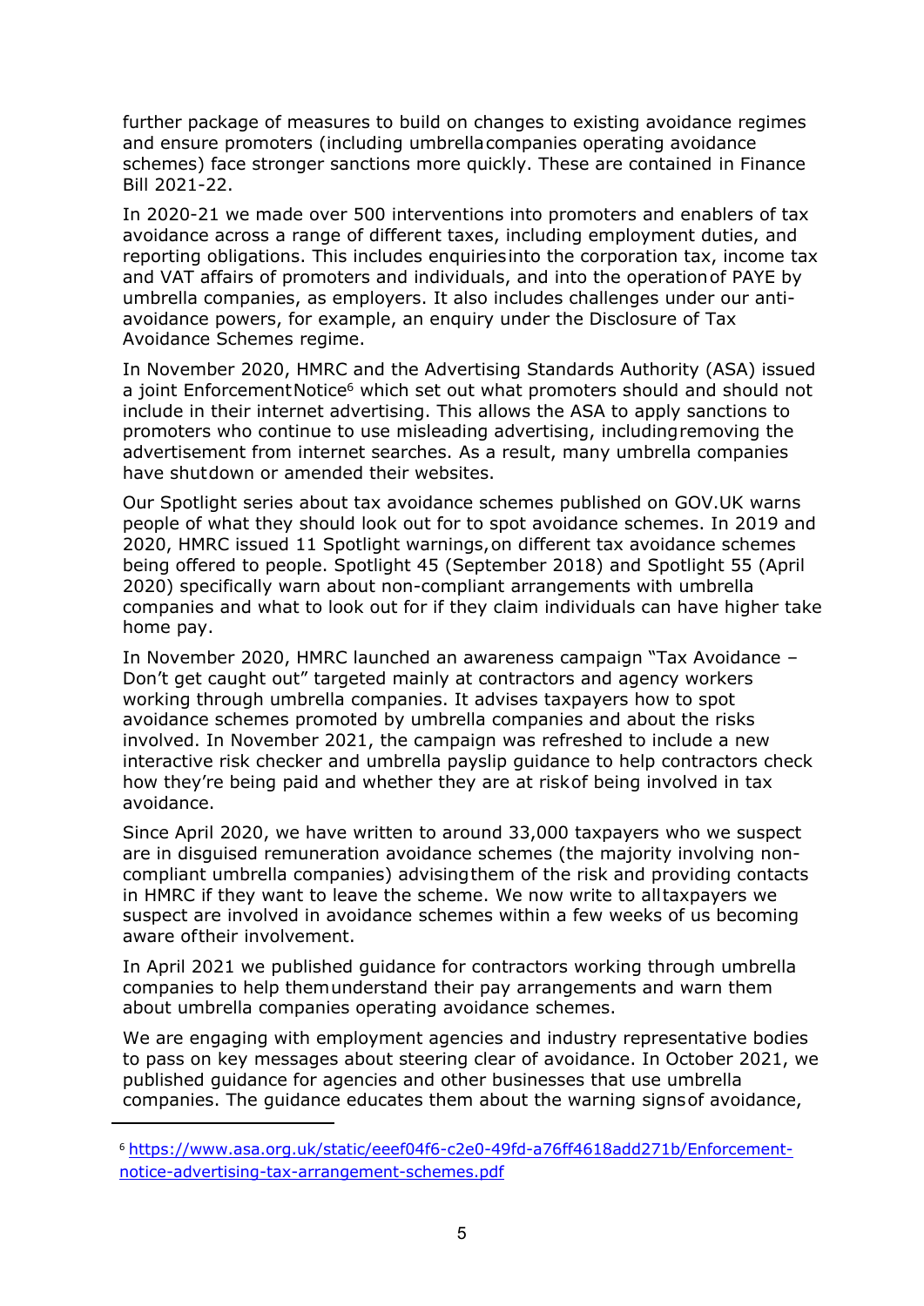further package of measures to build on changes to existing avoidance regimes and ensure promoters (including umbrella companies operating avoidance schemes) face stronger sanctions more quickly. These are contained in Finance Bill 2021-22.

In 2020-21 we made over 500 interventions into promoters and enablers of tax avoidance across a range of different taxes, including employment duties, and reporting obligations. This includes enquiries into the corporation tax, income tax and VAT affairs of promoters and individuals, and into the operation of PAYE by umbrella companies, as employers. It also includes challenges under our anti-avoidance powers, for example, an enquiry under the Disclosure of Tax Avoidance Schemes regime.

In November 2020, HMRC and the Advertising Standards Authority (ASA) issued a joint Enforcement Notice[6] which set out what promoters should and should not include in their internet advertising. This allows the ASA to apply sanctions to promoters who continue to use misleading advertising, including removing the advertisement from internet searches. As a result, many umbrella companies have shut down or amended their websites.

Our Spotlight series about tax avoidance schemes published on GOV.UK warns people of what they should look out for to spot avoidance schemes. In 2019 and 2020, HMRC issued 11 Spotlight warnings, on different tax avoidance schemes being offered to people. Spotlight 45 (September 2018) and Spotlight 55 (April 2020) specifically warn about non-compliant arrangements with umbrella companies and what to look out for if they claim individuals can have higher take home pay.

In November 2020, HMRC launched an awareness campaign "Tax Avoidance – Don't get caught out" targeted mainly at contractors and agency workers working through umbrella companies. It advises taxpayers how to spot avoidance schemes promoted by umbrella companies and about the risks involved. In November 2021, the campaign was refreshed to include a new interactive risk checker and umbrella payslip guidance to help contractors check how they're being paid and whether they are at risk of being involved in tax avoidance.

Since April 2020, we have written to around 33,000 taxpayers who we suspect are in disguised remuneration avoidance schemes (the majority involving non-compliant umbrella companies) advising them of the risk and providing contacts in HMRC if they want to leave the scheme. We now write to all taxpayers we suspect are involved in avoidance schemes within a few weeks of us becoming aware of their involvement.

In April 2021 we published guidance for contractors working through umbrella companies to help them understand their pay arrangements and warn them about umbrella companies operating avoidance schemes.

We are engaging with employment agencies and industry representative bodies to pass on key messages about steering clear of avoidance. In October 2021, we published guidance for agencies and other businesses that use umbrella companies. The guidance educates them about the warning signs of avoidance,

---

[6] https://www.asa.org.uk/static/eeef04f6-c2e0-49fd-a76ff4618add271b/Enforcement-notice-advertising-tax-arrangement-schemes.pdf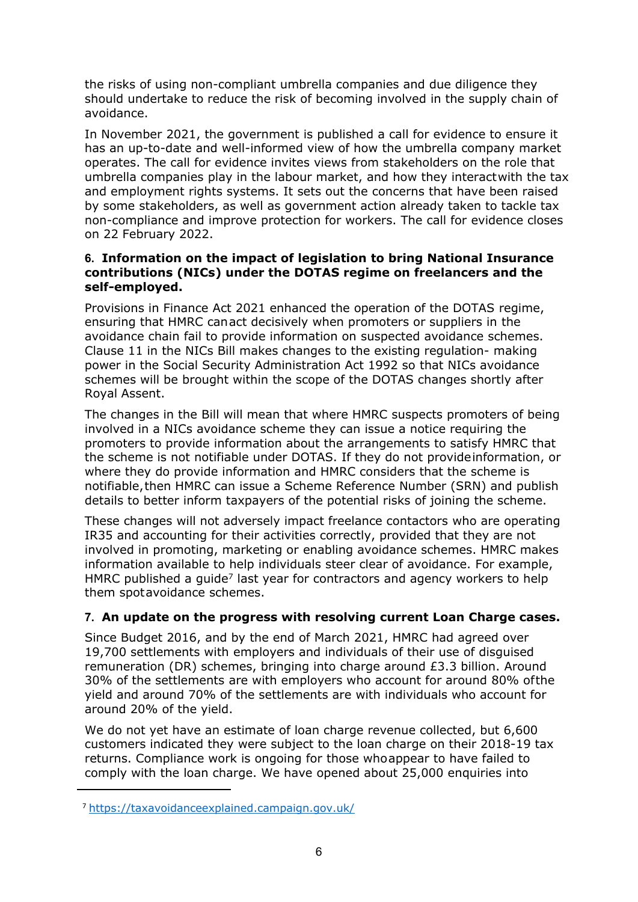the risks of using non-compliant umbrella companies and due diligence they should undertake to reduce the risk of becoming involved in the supply chain of avoidance.

In November 2021, the government is published a call for evidence to ensure it has an up-to-date and well-informed view of how the umbrella company market operates. The call for evidence invites views from stakeholders on the role that umbrella companies play in the labour market, and how they interact with the tax and employment rights systems. It sets out the concerns that have been raised by some stakeholders, as well as government action already taken to tackle tax non-compliance and improve protection for workers. The call for evidence closes on 22 February 2022.

#### 6. Information on the impact of legislation to bring National Insurance contributions (NICs) under the DOTAS regime on freelancers and the self-employed.

Provisions in Finance Act 2021 enhanced the operation of the DOTAS regime, ensuring that HMRC can act decisively when promoters or suppliers in the avoidance chain fail to provide information on suspected avoidance schemes. Clause 11 in the NICs Bill makes changes to the existing regulation- making power in the Social Security Administration Act 1992 so that NICs avoidance schemes will be brought within the scope of the DOTAS changes shortly after Royal Assent.

The changes in the Bill will mean that where HMRC suspects promoters of being involved in a NICs avoidance scheme they can issue a notice requiring the promoters to provide information about the arrangements to satisfy HMRC that the scheme is not notifiable under DOTAS. If they do not provide information, or where they do provide information and HMRC considers that the scheme is notifiable, then HMRC can issue a Scheme Reference Number (SRN) and publish details to better inform taxpayers of the potential risks of joining the scheme.

These changes will not adversely impact freelance contactors who are operating IR35 and accounting for their activities correctly, provided that they are not involved in promoting, marketing or enabling avoidance schemes. HMRC makes information available to help individuals steer clear of avoidance. For example, HMRC published a guide[7] last year for contractors and agency workers to help them spot avoidance schemes.

#### 7. An update on the progress with resolving current Loan Charge cases.

Since Budget 2016, and by the end of March 2021, HMRC had agreed over 19,700 settlements with employers and individuals of their use of disguised remuneration (DR) schemes, bringing into charge around £3.3 billion. Around 30% of the settlements are with employers who account for around 80% of the yield and around 70% of the settlements are with individuals who account for around 20% of the yield.

We do not yet have an estimate of loan charge revenue collected, but 6,600 customers indicated they were subject to the loan charge on their 2018-19 tax returns. Compliance work is ongoing for those who appear to have failed to comply with the loan charge. We have opened about 25,000 enquiries into

[7] https://taxavoidanceexplained.campaign.gov.uk/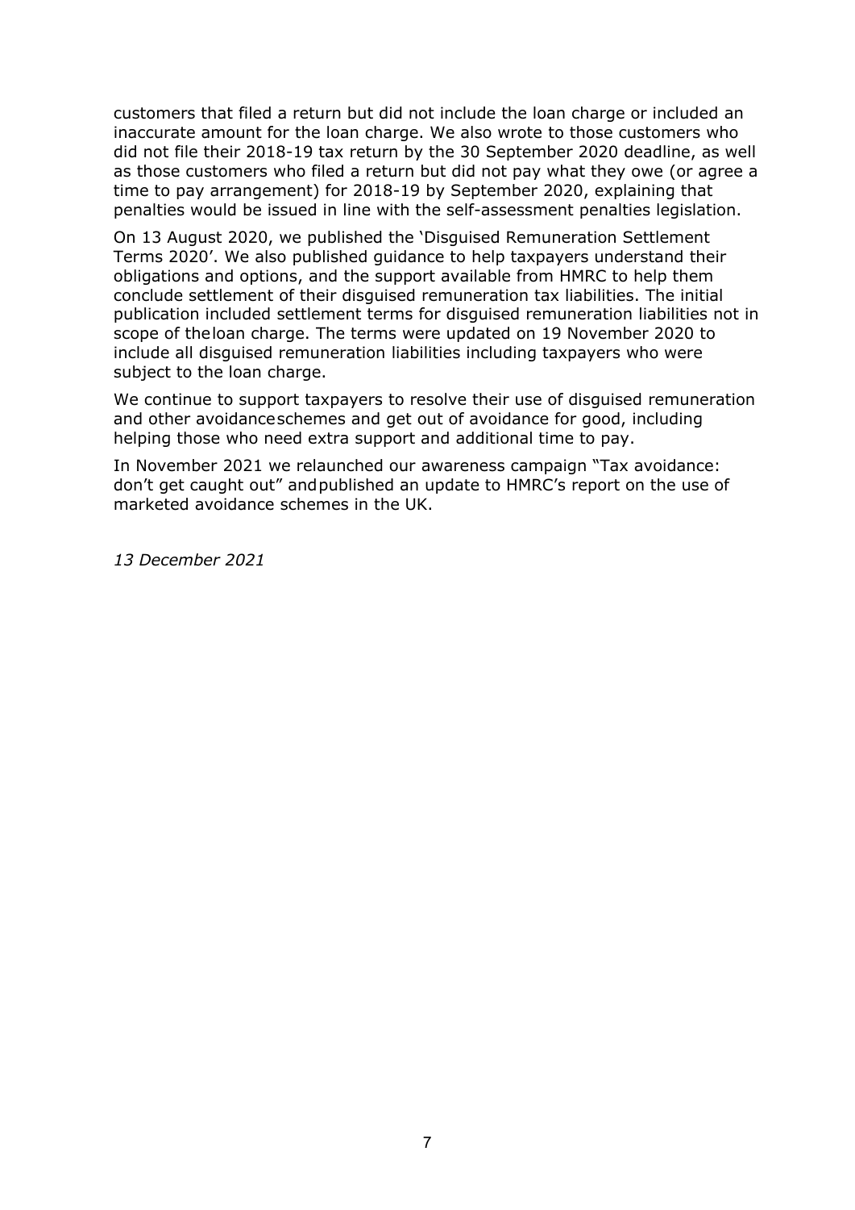customers that filed a return but did not include the loan charge or included an inaccurate amount for the loan charge. We also wrote to those customers who did not file their 2018-19 tax return by the 30 September 2020 deadline, as well as those customers who filed a return but did not pay what they owe (or agree a time to pay arrangement) for 2018-19 by September 2020, explaining that penalties would be issued in line with the self-assessment penalties legislation.

On 13 August 2020, we published the 'Disguised Remuneration Settlement Terms 2020'. We also published guidance to help taxpayers understand their obligations and options, and the support available from HMRC to help them conclude settlement of their disguised remuneration tax liabilities. The initial publication included settlement terms for disguised remuneration liabilities not in scope of the loan charge. The terms were updated on 19 November 2020 to include all disguised remuneration liabilities including taxpayers who were subject to the loan charge.

We continue to support taxpayers to resolve their use of disguised remuneration and other avoidance schemes and get out of avoidance for good, including helping those who need extra support and additional time to pay.

In November 2021 we relaunched our awareness campaign "Tax avoidance: don't get caught out" and published an update to HMRC's report on the use of marketed avoidance schemes in the UK.

*13 December 2021*